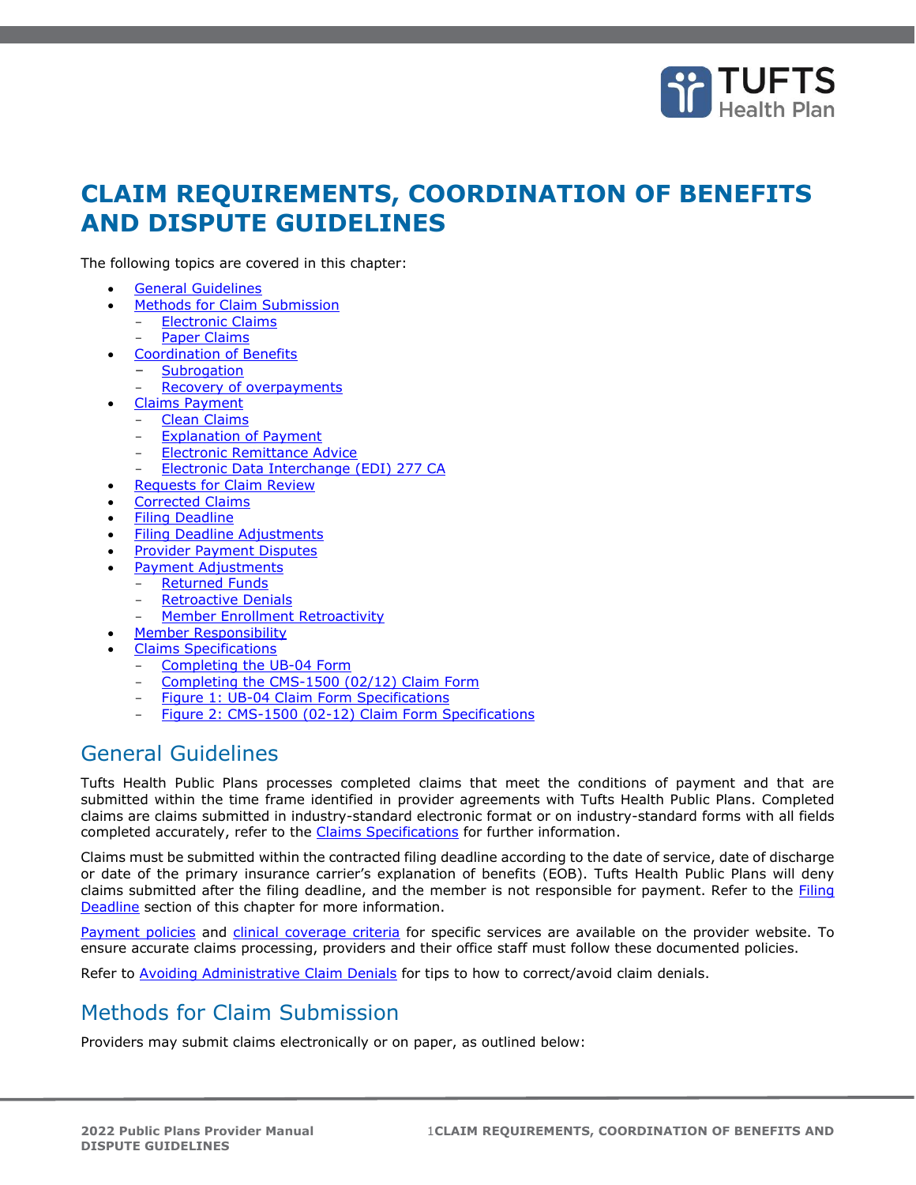# CLAIM REQUIREMENTS, COORDINATION OF BENEFITS AND DISPUTE GUIDELINES

The following topics are covered in this chapter:

- General Guidelines
- Methods for Claim Submission
  - Electronic Claims
  - Paper Claims
- Coordination of Benefits
  - Subrogation
  - Recovery of overpayments
- Claims Payment
  - Clean Claims
  - Explanation of Payment
  - Electronic Remittance Advice
  - Electronic Data Interchange (EDI) 277 CA
- Requests for Claim Review
- Corrected Claims
- Filing Deadline
- Filing Deadline Adjustments
- Provider Payment Disputes
- Payment Adjustments
  - Returned Funds
  - Retroactive Denials
  - Member Enrollment Retroactivity
- Member Responsibility
- Claims Specifications
  - Completing the UB-04 Form
  - Completing the CMS-1500 (02/12) Claim Form
  - Figure 1: UB-04 Claim Form Specifications
  - Figure 2: CMS-1500 (02-12) Claim Form Specifications

## General Guidelines

Tufts Health Public Plans processes completed claims that meet the conditions of payment and that are submitted within the time frame identified in provider agreements with Tufts Health Public Plans. Completed claims are claims submitted in industry-standard electronic format or on industry-standard forms with all fields completed accurately, refer to the Claims Specifications for further information.

Claims must be submitted within the contracted filing deadline according to the date of service, date of discharge or date of the primary insurance carrier's explanation of benefits (EOB). Tufts Health Public Plans will deny claims submitted after the filing deadline, and the member is not responsible for payment. Refer to the Filing Deadline section of this chapter for more information.

Payment policies and clinical coverage criteria for specific services are available on the provider website. To ensure accurate claims processing, providers and their office staff must follow these documented policies.

Refer to Avoiding Administrative Claim Denials for tips to how to correct/avoid claim denials.

## Methods for Claim Submission

Providers may submit claims electronically or on paper, as outlined below: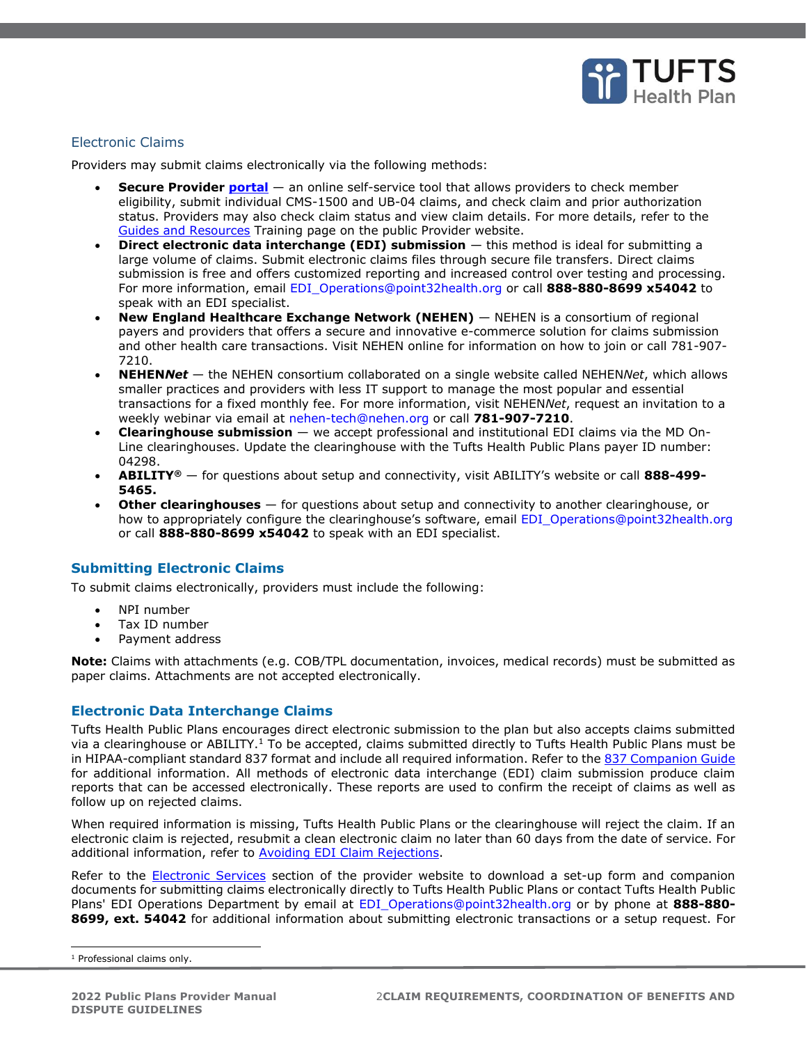## Electronic Claims

Providers may submit claims electronically via the following methods:

- **Secure Provider portal** — an online self-service tool that allows providers to check member eligibility, submit individual CMS-1500 and UB-04 claims, and check claim and prior authorization status. Providers may also check claim status and view claim details. For more details, refer to the Guides and Resources Training page on the public Provider website.
- **Direct electronic data interchange (EDI) submission** — this method is ideal for submitting a large volume of claims. Submit electronic claims files through secure file transfers. Direct claims submission is free and offers customized reporting and increased control over testing and processing. For more information, email EDI_Operations@point32health.org or call **888-880-8699 x54042** to speak with an EDI specialist.
- **New England Healthcare Exchange Network (NEHEN)** — NEHEN is a consortium of regional payers and providers that offers a secure and innovative e-commerce solution for claims submission and other health care transactions. Visit NEHEN online for information on how to join or call 781-907-7210.
- **NEHEN*Net*** — the NEHEN consortium collaborated on a single website called NEHEN*Net*, which allows smaller practices and providers with less IT support to manage the most popular and essential transactions for a fixed monthly fee. For more information, visit NEHEN*Net*, request an invitation to a weekly webinar via email at nehen-tech@nehen.org or call **781-907-7210**.
- **Clearinghouse submission** — we accept professional and institutional EDI claims via the MD On-Line clearinghouses. Update the clearinghouse with the Tufts Health Public Plans payer ID number: 04298.
- **ABILITY®** — for questions about setup and connectivity, visit ABILITY's website or call **888-499-5465.**
- **Other clearinghouses** — for questions about setup and connectivity to another clearinghouse, or how to appropriately configure the clearinghouse's software, email EDI_Operations@point32health.org or call **888-880-8699 x54042** to speak with an EDI specialist.

### Submitting Electronic Claims

To submit claims electronically, providers must include the following:

- NPI number
- Tax ID number
- Payment address

**Note:** Claims with attachments (e.g. COB/TPL documentation, invoices, medical records) must be submitted as paper claims. Attachments are not accepted electronically.

### Electronic Data Interchange Claims

Tufts Health Public Plans encourages direct electronic submission to the plan but also accepts claims submitted via a clearinghouse or ABILITY.[1] To be accepted, claims submitted directly to Tufts Health Public Plans must be in HIPAA-compliant standard 837 format and include all required information. Refer to the 837 Companion Guide for additional information. All methods of electronic data interchange (EDI) claim submission produce claim reports that can be accessed electronically. These reports are used to confirm the receipt of claims as well as follow up on rejected claims.

When required information is missing, Tufts Health Public Plans or the clearinghouse will reject the claim. If an electronic claim is rejected, resubmit a clean electronic claim no later than 60 days from the date of service. For additional information, refer to Avoiding EDI Claim Rejections.

Refer to the Electronic Services section of the provider website to download a set-up form and companion documents for submitting claims electronically directly to Tufts Health Public Plans or contact Tufts Health Public Plans' EDI Operations Department by email at EDI_Operations@point32health.org or by phone at **888-880-8699, ext. 54042** for additional information about submitting electronic transactions or a setup request. For

[1] Professional claims only.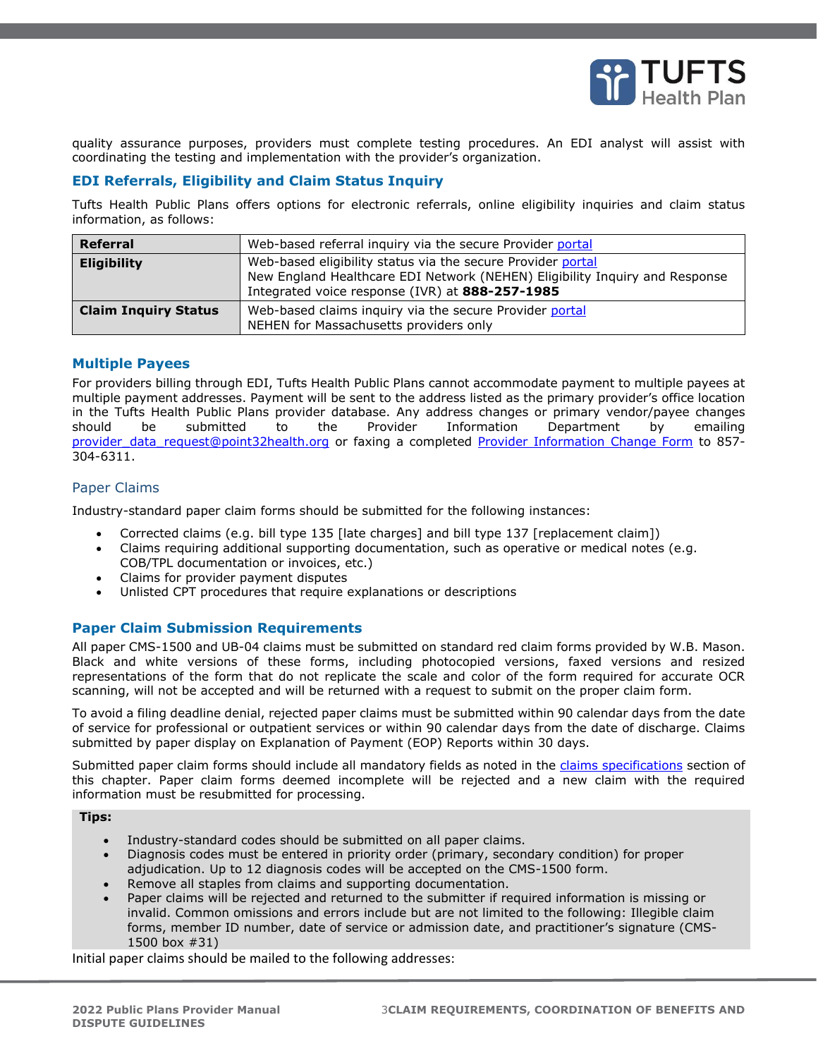quality assurance purposes, providers must complete testing procedures. An EDI analyst will assist with coordinating the testing and implementation with the provider's organization.

### EDI Referrals, Eligibility and Claim Status Inquiry

Tufts Health Public Plans offers options for electronic referrals, online eligibility inquiries and claim status information, as follows:

| **Referral** | Web-based referral inquiry via the secure Provider portal |
|---|---|
| **Eligibility** | Web-based eligibility status via the secure Provider portal<br>New England Healthcare EDI Network (NEHEN) Eligibility Inquiry and Response<br>Integrated voice response (IVR) at **888-257-1985** |
| **Claim Inquiry Status** | Web-based claims inquiry via the secure Provider portal<br>NEHEN for Massachusetts providers only |

### Multiple Payees

For providers billing through EDI, Tufts Health Public Plans cannot accommodate payment to multiple payees at multiple payment addresses. Payment will be sent to the address listed as the primary provider's office location in the Tufts Health Public Plans provider database. Any address changes or primary vendor/payee changes should be submitted to the Provider Information Department by emailing provider_data_request@point32health.org or faxing a completed Provider Information Change Form to 857-304-6311.

## Paper Claims

Industry-standard paper claim forms should be submitted for the following instances:

- Corrected claims (e.g. bill type 135 [late charges] and bill type 137 [replacement claim])
- Claims requiring additional supporting documentation, such as operative or medical notes (e.g. COB/TPL documentation or invoices, etc.)
- Claims for provider payment disputes
- Unlisted CPT procedures that require explanations or descriptions

### Paper Claim Submission Requirements

All paper CMS-1500 and UB-04 claims must be submitted on standard red claim forms provided by W.B. Mason. Black and white versions of these forms, including photocopied versions, faxed versions and resized representations of the form that do not replicate the scale and color of the form required for accurate OCR scanning, will not be accepted and will be returned with a request to submit on the proper claim form.

To avoid a filing deadline denial, rejected paper claims must be submitted within 90 calendar days from the date of service for professional or outpatient services or within 90 calendar days from the date of discharge. Claims submitted by paper display on Explanation of Payment (EOP) Reports within 30 days.

Submitted paper claim forms should include all mandatory fields as noted in the claims specifications section of this chapter. Paper claim forms deemed incomplete will be rejected and a new claim with the required information must be resubmitted for processing.

**Tips:**

- Industry-standard codes should be submitted on all paper claims.
- Diagnosis codes must be entered in priority order (primary, secondary condition) for proper adjudication. Up to 12 diagnosis codes will be accepted on the CMS-1500 form.
- Remove all staples from claims and supporting documentation.
- Paper claims will be rejected and returned to the submitter if required information is missing or invalid. Common omissions and errors include but are not limited to the following: Illegible claim forms, member ID number, date of service or admission date, and practitioner's signature (CMS-1500 box #31)

Initial paper claims should be mailed to the following addresses: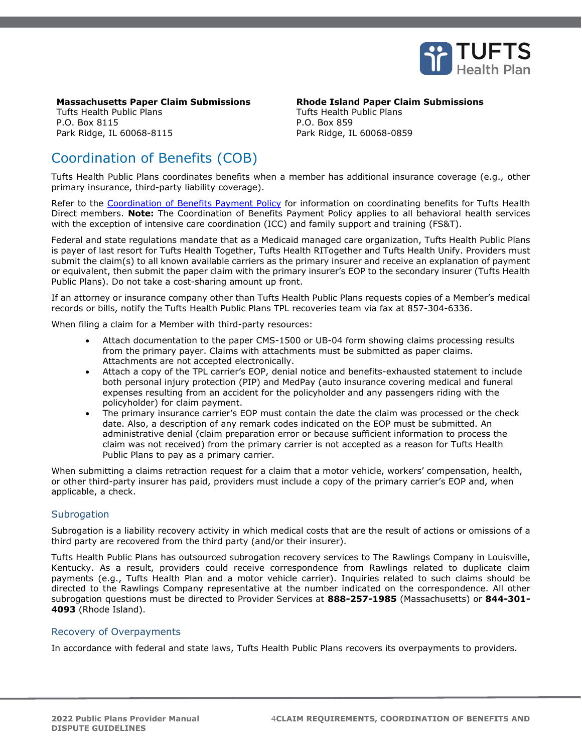**Massachusetts Paper Claim Submissions**
Tufts Health Public Plans
P.O. Box 8115
Park Ridge, IL 60068-8115

**Rhode Island Paper Claim Submissions**
Tufts Health Public Plans
P.O. Box 859
Park Ridge, IL 60068-0859

## Coordination of Benefits (COB)

Tufts Health Public Plans coordinates benefits when a member has additional insurance coverage (e.g., other primary insurance, third-party liability coverage).

Refer to the Coordination of Benefits Payment Policy for information on coordinating benefits for Tufts Health Direct members. **Note:** The Coordination of Benefits Payment Policy applies to all behavioral health services with the exception of intensive care coordination (ICC) and family support and training (FS&T).

Federal and state regulations mandate that as a Medicaid managed care organization, Tufts Health Public Plans is payer of last resort for Tufts Health Together, Tufts Health RITogether and Tufts Health Unify. Providers must submit the claim(s) to all known available carriers as the primary insurer and receive an explanation of payment or equivalent, then submit the paper claim with the primary insurer's EOP to the secondary insurer (Tufts Health Public Plans). Do not take a cost-sharing amount up front.

If an attorney or insurance company other than Tufts Health Public Plans requests copies of a Member's medical records or bills, notify the Tufts Health Public Plans TPL recoveries team via fax at 857-304-6336.

When filing a claim for a Member with third-party resources:

- Attach documentation to the paper CMS-1500 or UB-04 form showing claims processing results from the primary payer. Claims with attachments must be submitted as paper claims. Attachments are not accepted electronically.
- Attach a copy of the TPL carrier's EOP, denial notice and benefits-exhausted statement to include both personal injury protection (PIP) and MedPay (auto insurance covering medical and funeral expenses resulting from an accident for the policyholder and any passengers riding with the policyholder) for claim payment.
- The primary insurance carrier's EOP must contain the date the claim was processed or the check date. Also, a description of any remark codes indicated on the EOP must be submitted. An administrative denial (claim preparation error or because sufficient information to process the claim was not received) from the primary carrier is not accepted as a reason for Tufts Health Public Plans to pay as a primary carrier.

When submitting a claims retraction request for a claim that a motor vehicle, workers' compensation, health, or other third-party insurer has paid, providers must include a copy of the primary carrier's EOP and, when applicable, a check.

### Subrogation

Subrogation is a liability recovery activity in which medical costs that are the result of actions or omissions of a third party are recovered from the third party (and/or their insurer).

Tufts Health Public Plans has outsourced subrogation recovery services to The Rawlings Company in Louisville, Kentucky. As a result, providers could receive correspondence from Rawlings related to duplicate claim payments (e.g., Tufts Health Plan and a motor vehicle carrier). Inquiries related to such claims should be directed to the Rawlings Company representative at the number indicated on the correspondence. All other subrogation questions must be directed to Provider Services at **888-257-1985** (Massachusetts) or **844-301-4093** (Rhode Island).

### Recovery of Overpayments

In accordance with federal and state laws, Tufts Health Public Plans recovers its overpayments to providers.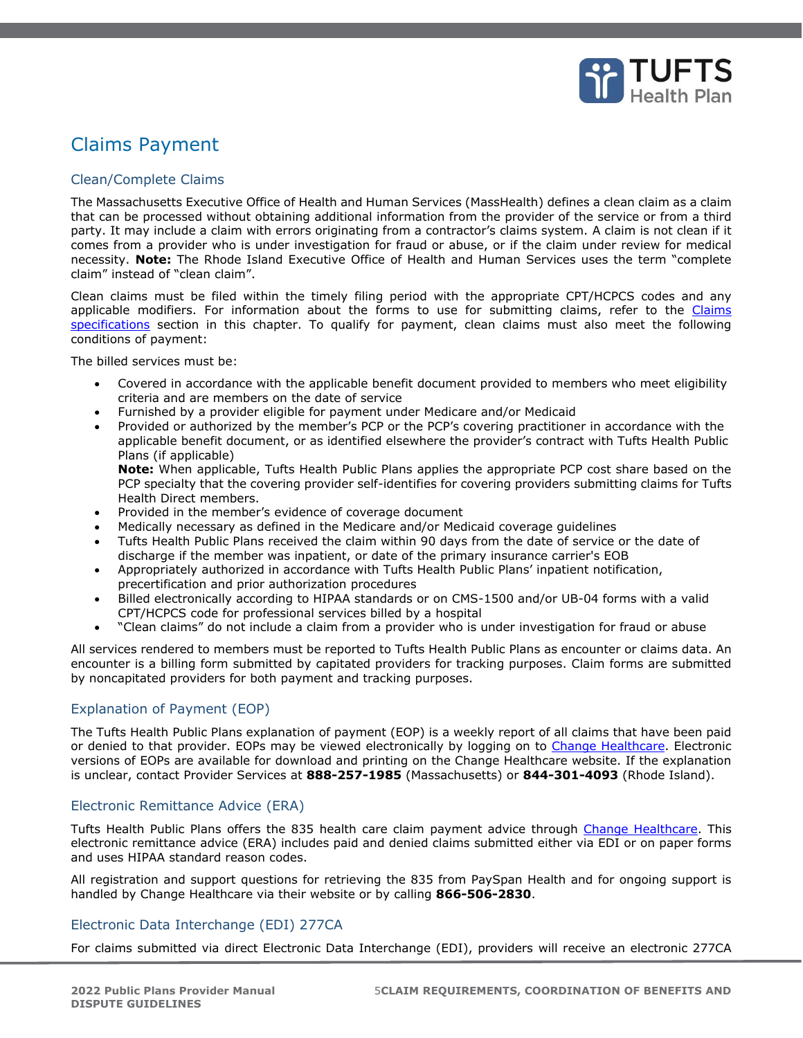## Claims Payment

### Clean/Complete Claims

The Massachusetts Executive Office of Health and Human Services (MassHealth) defines a clean claim as a claim that can be processed without obtaining additional information from the provider of the service or from a third party. It may include a claim with errors originating from a contractor's claims system. A claim is not clean if it comes from a provider who is under investigation for fraud or abuse, or if the claim under review for medical necessity. **Note:** The Rhode Island Executive Office of Health and Human Services uses the term "complete claim" instead of "clean claim".

Clean claims must be filed within the timely filing period with the appropriate CPT/HCPCS codes and any applicable modifiers. For information about the forms to use for submitting claims, refer to the Claims specifications section in this chapter. To qualify for payment, clean claims must also meet the following conditions of payment:

The billed services must be:

- Covered in accordance with the applicable benefit document provided to members who meet eligibility criteria and are members on the date of service
- Furnished by a provider eligible for payment under Medicare and/or Medicaid
- Provided or authorized by the member's PCP or the PCP's covering practitioner in accordance with the applicable benefit document, or as identified elsewhere the provider's contract with Tufts Health Public Plans (if applicable)
  **Note:** When applicable, Tufts Health Public Plans applies the appropriate PCP cost share based on the PCP specialty that the covering provider self-identifies for covering providers submitting claims for Tufts Health Direct members.
- Provided in the member's evidence of coverage document
- Medically necessary as defined in the Medicare and/or Medicaid coverage guidelines
- Tufts Health Public Plans received the claim within 90 days from the date of service or the date of discharge if the member was inpatient, or date of the primary insurance carrier's EOB
- Appropriately authorized in accordance with Tufts Health Public Plans' inpatient notification, precertification and prior authorization procedures
- Billed electronically according to HIPAA standards or on CMS-1500 and/or UB-04 forms with a valid CPT/HCPCS code for professional services billed by a hospital
- "Clean claims" do not include a claim from a provider who is under investigation for fraud or abuse

All services rendered to members must be reported to Tufts Health Public Plans as encounter or claims data. An encounter is a billing form submitted by capitated providers for tracking purposes. Claim forms are submitted by noncapitated providers for both payment and tracking purposes.

### Explanation of Payment (EOP)

The Tufts Health Public Plans explanation of payment (EOP) is a weekly report of all claims that have been paid or denied to that provider. EOPs may be viewed electronically by logging on to Change Healthcare. Electronic versions of EOPs are available for download and printing on the Change Healthcare website. If the explanation is unclear, contact Provider Services at **888-257-1985** (Massachusetts) or **844-301-4093** (Rhode Island).

### Electronic Remittance Advice (ERA)

Tufts Health Public Plans offers the 835 health care claim payment advice through Change Healthcare. This electronic remittance advice (ERA) includes paid and denied claims submitted either via EDI or on paper forms and uses HIPAA standard reason codes.

All registration and support questions for retrieving the 835 from PaySpan Health and for ongoing support is handled by Change Healthcare via their website or by calling **866-506-2830**.

### Electronic Data Interchange (EDI) 277CA

For claims submitted via direct Electronic Data Interchange (EDI), providers will receive an electronic 277CA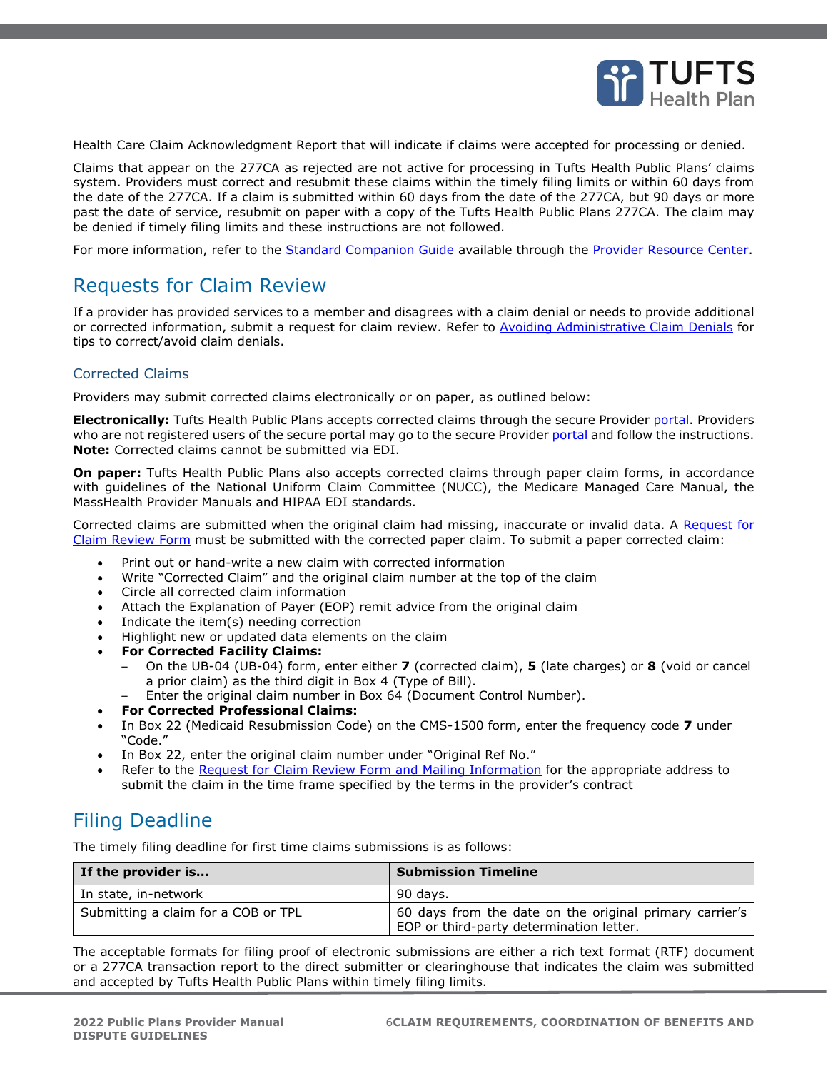Health Care Claim Acknowledgment Report that will indicate if claims were accepted for processing or denied.

Claims that appear on the 277CA as rejected are not active for processing in Tufts Health Public Plans' claims system. Providers must correct and resubmit these claims within the timely filing limits or within 60 days from the date of the 277CA. If a claim is submitted within 60 days from the date of the 277CA, but 90 days or more past the date of service, resubmit on paper with a copy of the Tufts Health Public Plans 277CA. The claim may be denied if timely filing limits and these instructions are not followed.

For more information, refer to the Standard Companion Guide available through the Provider Resource Center.

## Requests for Claim Review

If a provider has provided services to a member and disagrees with a claim denial or needs to provide additional or corrected information, submit a request for claim review. Refer to Avoiding Administrative Claim Denials for tips to correct/avoid claim denials.

### Corrected Claims

Providers may submit corrected claims electronically or on paper, as outlined below:

**Electronically:** Tufts Health Public Plans accepts corrected claims through the secure Provider portal. Providers who are not registered users of the secure portal may go to the secure Provider portal and follow the instructions. **Note:** Corrected claims cannot be submitted via EDI.

**On paper:** Tufts Health Public Plans also accepts corrected claims through paper claim forms, in accordance with guidelines of the National Uniform Claim Committee (NUCC), the Medicare Managed Care Manual, the MassHealth Provider Manuals and HIPAA EDI standards.

Corrected claims are submitted when the original claim had missing, inaccurate or invalid data. A Request for Claim Review Form must be submitted with the corrected paper claim. To submit a paper corrected claim:

- Print out or hand-write a new claim with corrected information
- Write "Corrected Claim" and the original claim number at the top of the claim
- Circle all corrected claim information
- Attach the Explanation of Payer (EOP) remit advice from the original claim
- Indicate the item(s) needing correction
- Highlight new or updated data elements on the claim
- **For Corrected Facility Claims:**
  - On the UB-04 (UB-04) form, enter either **7** (corrected claim), **5** (late charges) or **8** (void or cancel a prior claim) as the third digit in Box 4 (Type of Bill).
  - Enter the original claim number in Box 64 (Document Control Number).
- **For Corrected Professional Claims:**
- In Box 22 (Medicaid Resubmission Code) on the CMS-1500 form, enter the frequency code **7** under "Code."
- In Box 22, enter the original claim number under "Original Ref No."
- Refer to the Request for Claim Review Form and Mailing Information for the appropriate address to submit the claim in the time frame specified by the terms in the provider's contract

## Filing Deadline

The timely filing deadline for first time claims submissions is as follows:

| If the provider is... | Submission Timeline |
|---|---|
| In state, in-network | 90 days. |
| Submitting a claim for a COB or TPL | 60 days from the date on the original primary carrier's EOP or third-party determination letter. |

The acceptable formats for filing proof of electronic submissions are either a rich text format (RTF) document or a 277CA transaction report to the direct submitter or clearinghouse that indicates the claim was submitted and accepted by Tufts Health Public Plans within timely filing limits.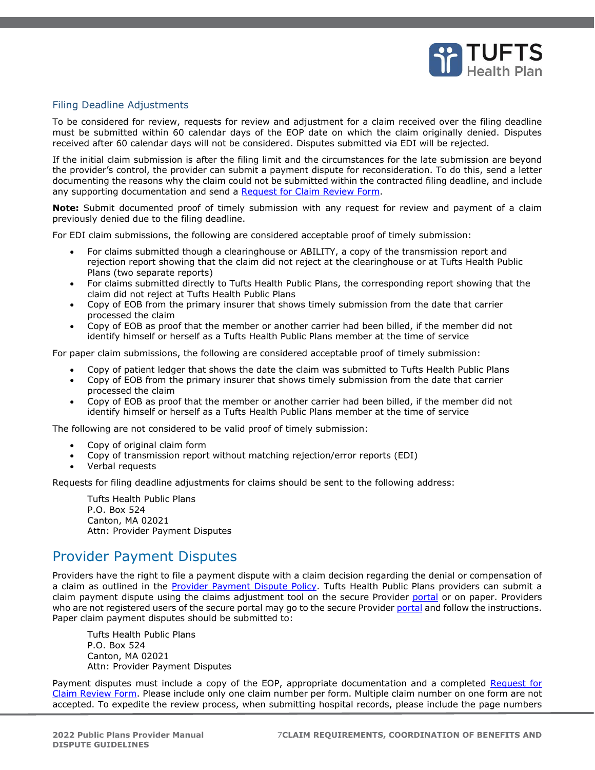### Filing Deadline Adjustments

To be considered for review, requests for review and adjustment for a claim received over the filing deadline must be submitted within 60 calendar days of the EOP date on which the claim originally denied. Disputes received after 60 calendar days will not be considered. Disputes submitted via EDI will be rejected.

If the initial claim submission is after the filing limit and the circumstances for the late submission are beyond the provider's control, the provider can submit a payment dispute for reconsideration. To do this, send a letter documenting the reasons why the claim could not be submitted within the contracted filing deadline, and include any supporting documentation and send a Request for Claim Review Form.

**Note:** Submit documented proof of timely submission with any request for review and payment of a claim previously denied due to the filing deadline.

For EDI claim submissions, the following are considered acceptable proof of timely submission:

- For claims submitted though a clearinghouse or ABILITY, a copy of the transmission report and rejection report showing that the claim did not reject at the clearinghouse or at Tufts Health Public Plans (two separate reports)
- For claims submitted directly to Tufts Health Public Plans, the corresponding report showing that the claim did not reject at Tufts Health Public Plans
- Copy of EOB from the primary insurer that shows timely submission from the date that carrier processed the claim
- Copy of EOB as proof that the member or another carrier had been billed, if the member did not identify himself or herself as a Tufts Health Public Plans member at the time of service

For paper claim submissions, the following are considered acceptable proof of timely submission:

- Copy of patient ledger that shows the date the claim was submitted to Tufts Health Public Plans
- Copy of EOB from the primary insurer that shows timely submission from the date that carrier processed the claim
- Copy of EOB as proof that the member or another carrier had been billed, if the member did not identify himself or herself as a Tufts Health Public Plans member at the time of service

The following are not considered to be valid proof of timely submission:

- Copy of original claim form
- Copy of transmission report without matching rejection/error reports (EDI)
- Verbal requests

Requests for filing deadline adjustments for claims should be sent to the following address:

Tufts Health Public Plans
P.O. Box 524
Canton, MA 02021
Attn: Provider Payment Disputes

## Provider Payment Disputes

Providers have the right to file a payment dispute with a claim decision regarding the denial or compensation of a claim as outlined in the Provider Payment Dispute Policy. Tufts Health Public Plans providers can submit a claim payment dispute using the claims adjustment tool on the secure Provider portal or on paper. Providers who are not registered users of the secure portal may go to the secure Provider portal and follow the instructions. Paper claim payment disputes should be submitted to:

Tufts Health Public Plans
P.O. Box 524
Canton, MA 02021
Attn: Provider Payment Disputes

Payment disputes must include a copy of the EOP, appropriate documentation and a completed Request for Claim Review Form. Please include only one claim number per form. Multiple claim number on one form are not accepted. To expedite the review process, when submitting hospital records, please include the page numbers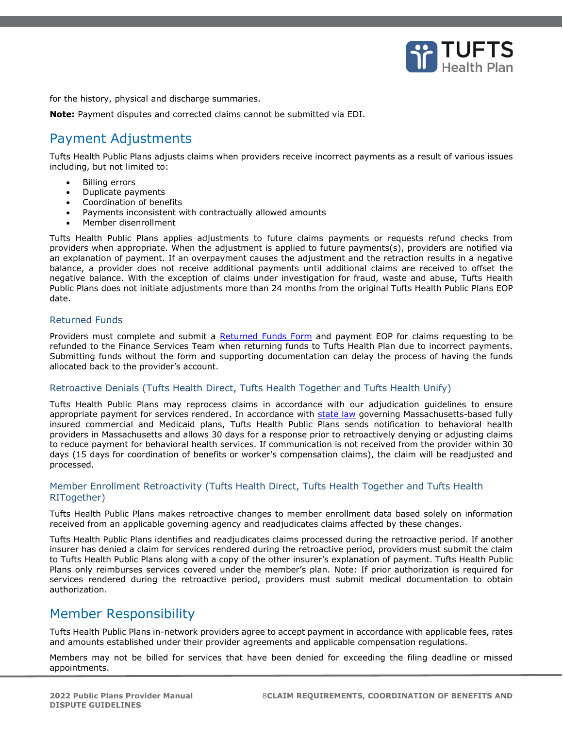for the history, physical and discharge summaries.

**Note:** Payment disputes and corrected claims cannot be submitted via EDI.

## Payment Adjustments

Tufts Health Public Plans adjusts claims when providers receive incorrect payments as a result of various issues including, but not limited to:

- Billing errors
- Duplicate payments
- Coordination of benefits
- Payments inconsistent with contractually allowed amounts
- Member disenrollment

Tufts Health Public Plans applies adjustments to future claims payments or requests refund checks from providers when appropriate. When the adjustment is applied to future payments(s), providers are notified via an explanation of payment. If an overpayment causes the adjustment and the retraction results in a negative balance, a provider does not receive additional payments until additional claims are received to offset the negative balance. With the exception of claims under investigation for fraud, waste and abuse, Tufts Health Public Plans does not initiate adjustments more than 24 months from the original Tufts Health Public Plans EOP date.

### Returned Funds

Providers must complete and submit a [Returned Funds Form] and payment EOP for claims requesting to be refunded to the Finance Services Team when returning funds to Tufts Health Plan due to incorrect payments. Submitting funds without the form and supporting documentation can delay the process of having the funds allocated back to the provider's account.

### Retroactive Denials (Tufts Health Direct, Tufts Health Together and Tufts Health Unify)

Tufts Health Public Plans may reprocess claims in accordance with our adjudication guidelines to ensure appropriate payment for services rendered. In accordance with [state law] governing Massachusetts-based fully insured commercial and Medicaid plans, Tufts Health Public Plans sends notification to behavioral health providers in Massachusetts and allows 30 days for a response prior to retroactively denying or adjusting claims to reduce payment for behavioral health services. If communication is not received from the provider within 30 days (15 days for coordination of benefits or worker's compensation claims), the claim will be readjusted and processed.

### Member Enrollment Retroactivity (Tufts Health Direct, Tufts Health Together and Tufts Health RITogether)

Tufts Health Public Plans makes retroactive changes to member enrollment data based solely on information received from an applicable governing agency and readjudicates claims affected by these changes.

Tufts Health Public Plans identifies and readjudicates claims processed during the retroactive period. If another insurer has denied a claim for services rendered during the retroactive period, providers must submit the claim to Tufts Health Public Plans along with a copy of the other insurer's explanation of payment. Tufts Health Public Plans only reimburses services covered under the member's plan. Note: If prior authorization is required for services rendered during the retroactive period, providers must submit medical documentation to obtain authorization.

## Member Responsibility

Tufts Health Public Plans in-network providers agree to accept payment in accordance with applicable fees, rates and amounts established under their provider agreements and applicable compensation regulations.

Members may not be billed for services that have been denied for exceeding the filing deadline or missed appointments.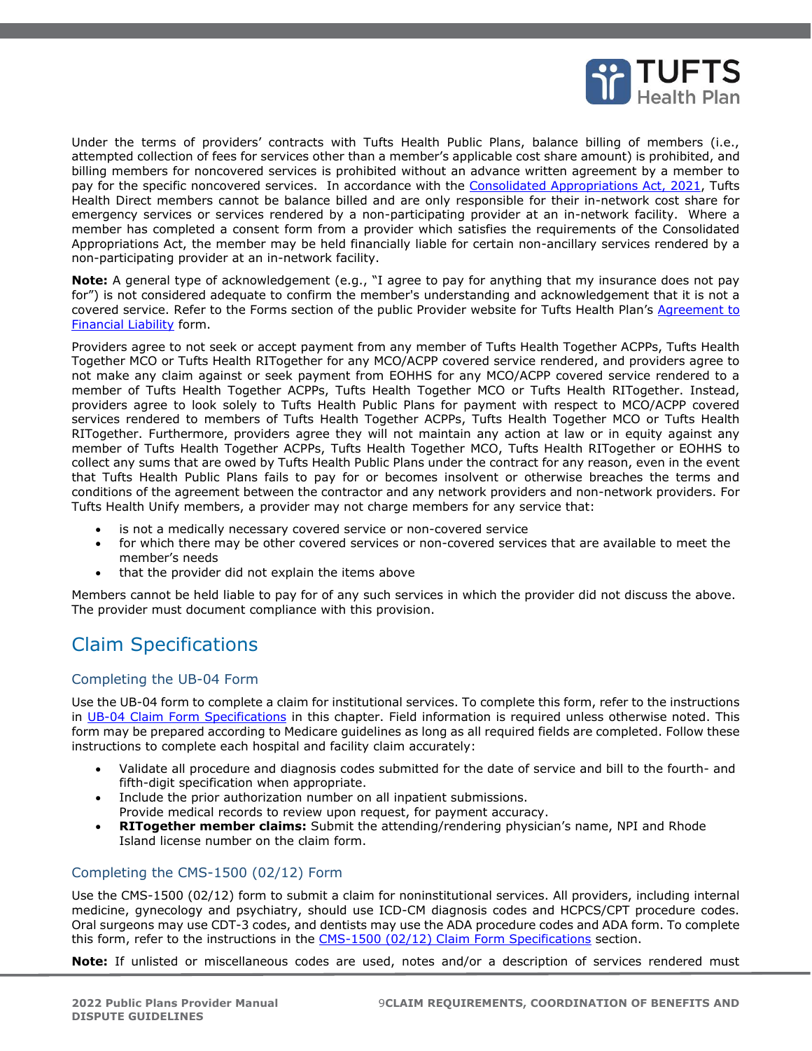Under the terms of providers' contracts with Tufts Health Public Plans, balance billing of members (i.e., attempted collection of fees for services other than a member's applicable cost share amount) is prohibited, and billing members for noncovered services is prohibited without an advance written agreement by a member to pay for the specific noncovered services. In accordance with the Consolidated Appropriations Act, 2021, Tufts Health Direct members cannot be balance billed and are only responsible for their in-network cost share for emergency services or services rendered by a non-participating provider at an in-network facility. Where a member has completed a consent form from a provider which satisfies the requirements of the Consolidated Appropriations Act, the member may be held financially liable for certain non-ancillary services rendered by a non-participating provider at an in-network facility.

**Note:** A general type of acknowledgement (e.g., "I agree to pay for anything that my insurance does not pay for") is not considered adequate to confirm the member's understanding and acknowledgement that it is not a covered service. Refer to the Forms section of the public Provider website for Tufts Health Plan's Agreement to Financial Liability form.

Providers agree to not seek or accept payment from any member of Tufts Health Together ACPPs, Tufts Health Together MCO or Tufts Health RITogether for any MCO/ACPP covered service rendered, and providers agree to not make any claim against or seek payment from EOHHS for any MCO/ACPP covered service rendered to a member of Tufts Health Together ACPPs, Tufts Health Together MCO or Tufts Health RITogether. Instead, providers agree to look solely to Tufts Health Public Plans for payment with respect to MCO/ACPP covered services rendered to members of Tufts Health Together ACPPs, Tufts Health Together MCO or Tufts Health RITogether. Furthermore, providers agree they will not maintain any action at law or in equity against any member of Tufts Health Together ACPPs, Tufts Health Together MCO, Tufts Health RITogether or EOHHS to collect any sums that are owed by Tufts Health Public Plans under the contract for any reason, even in the event that Tufts Health Public Plans fails to pay for or becomes insolvent or otherwise breaches the terms and conditions of the agreement between the contractor and any network providers and non-network providers. For Tufts Health Unify members, a provider may not charge members for any service that:

- is not a medically necessary covered service or non-covered service
- for which there may be other covered services or non-covered services that are available to meet the member's needs
- that the provider did not explain the items above

Members cannot be held liable to pay for of any such services in which the provider did not discuss the above. The provider must document compliance with this provision.

## Claim Specifications

### Completing the UB-04 Form

Use the UB-04 form to complete a claim for institutional services. To complete this form, refer to the instructions in UB-04 Claim Form Specifications in this chapter. Field information is required unless otherwise noted. This form may be prepared according to Medicare guidelines as long as all required fields are completed. Follow these instructions to complete each hospital and facility claim accurately:

- Validate all procedure and diagnosis codes submitted for the date of service and bill to the fourth- and fifth-digit specification when appropriate.
- Include the prior authorization number on all inpatient submissions.
  Provide medical records to review upon request, for payment accuracy.
- **RITogether member claims:** Submit the attending/rendering physician's name, NPI and Rhode Island license number on the claim form.

### Completing the CMS-1500 (02/12) Form

Use the CMS-1500 (02/12) form to submit a claim for noninstitutional services. All providers, including internal medicine, gynecology and psychiatry, should use ICD-CM diagnosis codes and HCPCS/CPT procedure codes. Oral surgeons may use CDT-3 codes, and dentists may use the ADA procedure codes and ADA form. To complete this form, refer to the instructions in the CMS-1500 (02/12) Claim Form Specifications section.

**Note:** If unlisted or miscellaneous codes are used, notes and/or a description of services rendered must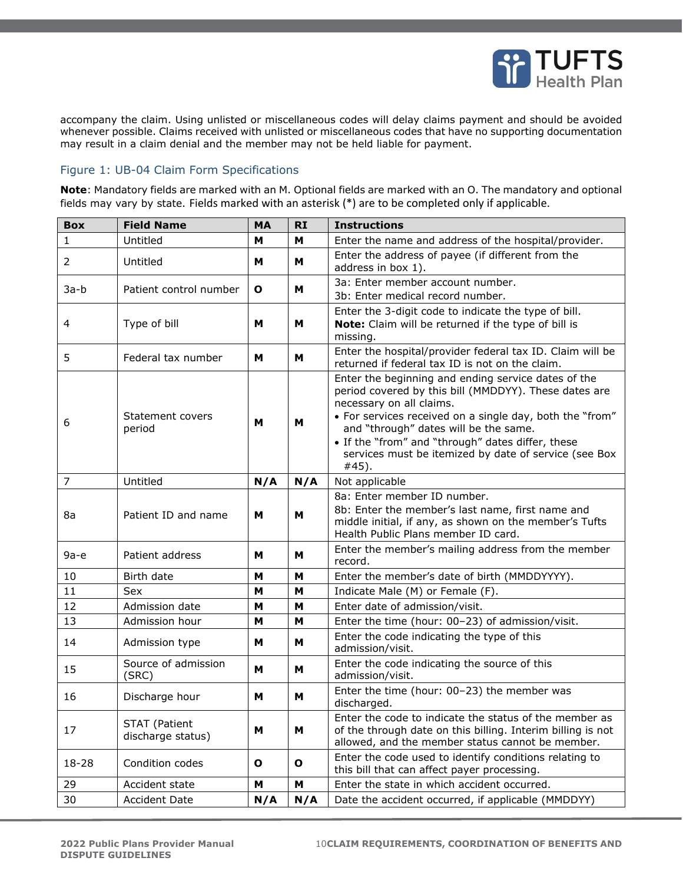accompany the claim. Using unlisted or miscellaneous codes will delay claims payment and should be avoided whenever possible. Claims received with unlisted or miscellaneous codes that have no supporting documentation may result in a claim denial and the member may not be held liable for payment.

### Figure 1: UB-04 Claim Form Specifications

**Note**: Mandatory fields are marked with an M. Optional fields are marked with an O. The mandatory and optional fields may vary by state. Fields marked with an asterisk (*) are to be completed only if applicable.

| Box | Field Name | MA | RI | Instructions |
|---|---|---|---|---|
| 1 | Untitled | M | M | Enter the name and address of the hospital/provider. |
| 2 | Untitled | M | M | Enter the address of payee (if different from the address in box 1). |
| 3a-b | Patient control number | O | M | 3a: Enter member account number.<br>3b: Enter medical record number. |
| 4 | Type of bill | M | M | Enter the 3-digit code to indicate the type of bill.<br>**Note:** Claim will be returned if the type of bill is missing. |
| 5 | Federal tax number | M | M | Enter the hospital/provider federal tax ID. Claim will be returned if federal tax ID is not on the claim. |
| 6 | Statement covers period | M | M | Enter the beginning and ending service dates of the period covered by this bill (MMDDYY). These dates are necessary on all claims.<br>• For services received on a single day, both the "from" and "through" dates will be the same.<br>• If the "from" and "through" dates differ, these services must be itemized by date of service (see Box #45). |
| 7 | Untitled | N/A | N/A | Not applicable |
| 8a | Patient ID and name | M | M | 8a: Enter member ID number.<br>8b: Enter the member's last name, first name and middle initial, if any, as shown on the member's Tufts Health Public Plans member ID card. |
| 9a-e | Patient address | M | M | Enter the member's mailing address from the member record. |
| 10 | Birth date | M | M | Enter the member's date of birth (MMDDYYYY). |
| 11 | Sex | M | M | Indicate Male (M) or Female (F). |
| 12 | Admission date | M | M | Enter date of admission/visit. |
| 13 | Admission hour | M | M | Enter the time (hour: 00–23) of admission/visit. |
| 14 | Admission type | M | M | Enter the code indicating the type of this admission/visit. |
| 15 | Source of admission (SRC) | M | M | Enter the code indicating the source of this admission/visit. |
| 16 | Discharge hour | M | M | Enter the time (hour: 00–23) the member was discharged. |
| 17 | STAT (Patient discharge status) | M | M | Enter the code to indicate the status of the member as of the through date on this billing. Interim billing is not allowed, and the member status cannot be member. |
| 18-28 | Condition codes | O | O | Enter the code used to identify conditions relating to this bill that can affect payer processing. |
| 29 | Accident state | M | M | Enter the state in which accident occurred. |
| 30 | Accident Date | N/A | N/A | Date the accident occurred, if applicable (MMDDYY) |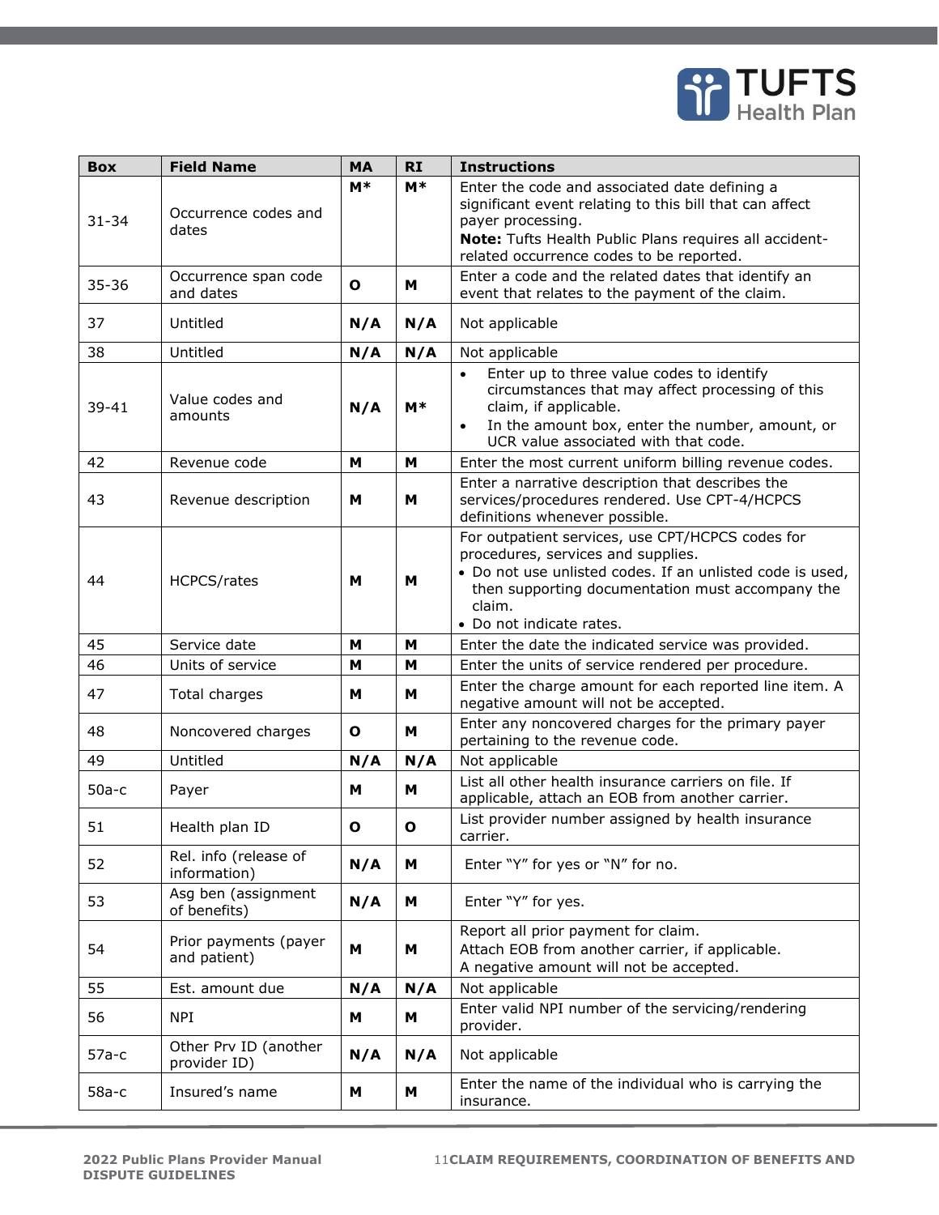| Box | Field Name | MA | RI | Instructions |
|---|---|---|---|---|
| 31-34 | Occurrence codes and dates | **M*** | **M*** | Enter the code and associated date defining a significant event relating to this bill that can affect payer processing.<br>**Note:** Tufts Health Public Plans requires all accident-related occurrence codes to be reported. |
| 35-36 | Occurrence span code and dates | **O** | **M** | Enter a code and the related dates that identify an event that relates to the payment of the claim. |
| 37 | Untitled | **N/A** | **N/A** | Not applicable |
| 38 | Untitled | **N/A** | **N/A** | Not applicable |
| 39-41 | Value codes and amounts | **N/A** | **M*** | • Enter up to three value codes to identify circumstances that may affect processing of this claim, if applicable.<br>• In the amount box, enter the number, amount, or UCR value associated with that code. |
| 42 | Revenue code | **M** | **M** | Enter the most current uniform billing revenue codes. |
| 43 | Revenue description | **M** | **M** | Enter a narrative description that describes the services/procedures rendered. Use CPT-4/HCPCS definitions whenever possible. |
| 44 | HCPCS/rates | **M** | **M** | For outpatient services, use CPT/HCPCS codes for procedures, services and supplies.<br>• Do not use unlisted codes. If an unlisted code is used, then supporting documentation must accompany the claim.<br>• Do not indicate rates. |
| 45 | Service date | **M** | **M** | Enter the date the indicated service was provided. |
| 46 | Units of service | **M** | **M** | Enter the units of service rendered per procedure. |
| 47 | Total charges | **M** | **M** | Enter the charge amount for each reported line item. A negative amount will not be accepted. |
| 48 | Noncovered charges | **O** | **M** | Enter any noncovered charges for the primary payer pertaining to the revenue code. |
| 49 | Untitled | **N/A** | **N/A** | Not applicable |
| 50a-c | Payer | **M** | **M** | List all other health insurance carriers on file. If applicable, attach an EOB from another carrier. |
| 51 | Health plan ID | **O** | **O** | List provider number assigned by health insurance carrier. |
| 52 | Rel. info (release of information) | **N/A** | **M** | Enter "Y" for yes or "N" for no. |
| 53 | Asg ben (assignment of benefits) | **N/A** | **M** | Enter "Y" for yes. |
| 54 | Prior payments (payer and patient) | **M** | **M** | Report all prior payment for claim.<br>Attach EOB from another carrier, if applicable.<br>A negative amount will not be accepted. |
| 55 | Est. amount due | **N/A** | **N/A** | Not applicable |
| 56 | NPI | **M** | **M** | Enter valid NPI number of the servicing/rendering provider. |
| 57a-c | Other Prv ID (another provider ID) | **N/A** | **N/A** | Not applicable |
| 58a-c | Insured's name | **M** | **M** | Enter the name of the individual who is carrying the insurance. |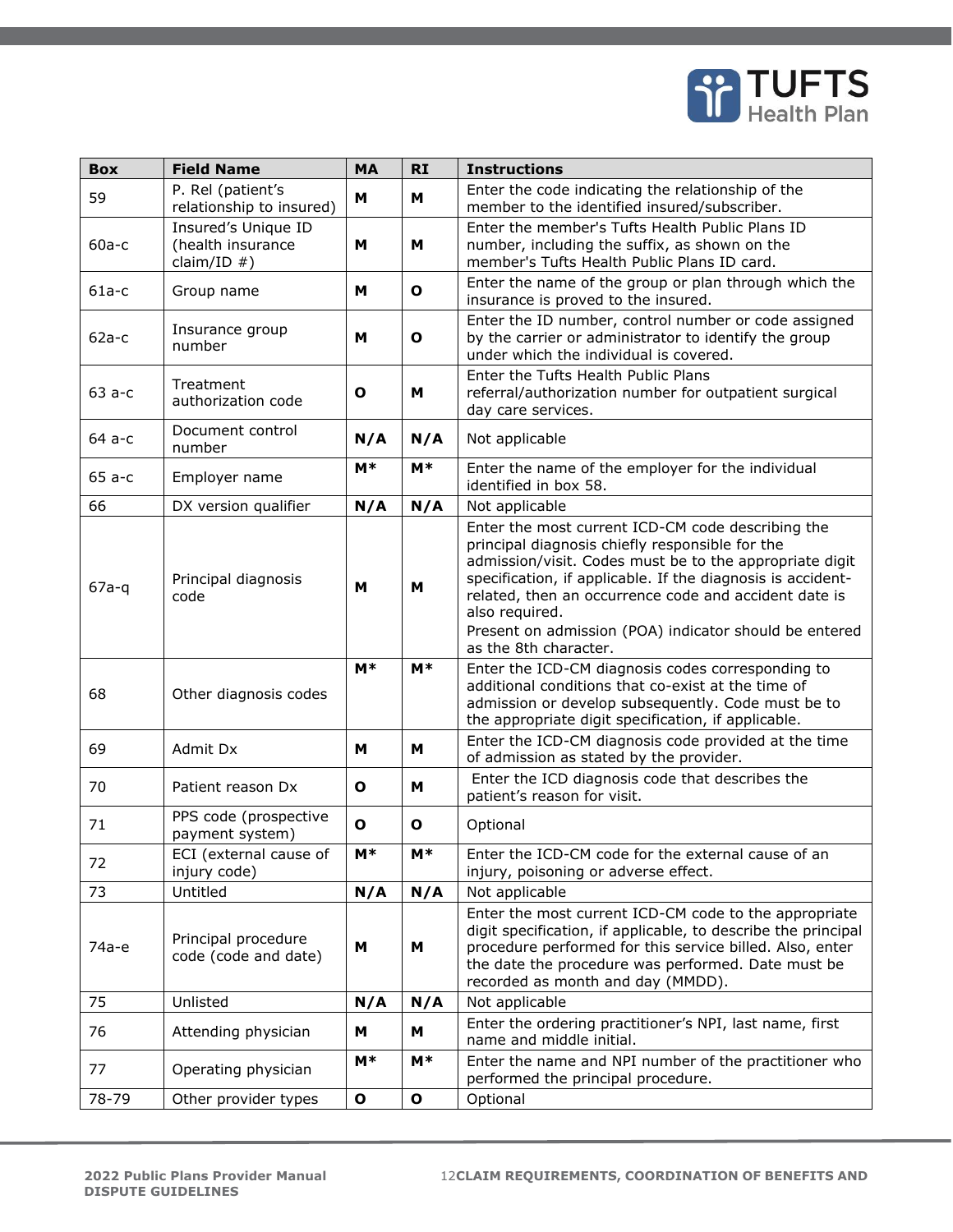| Box | Field Name | MA | RI | Instructions |
|---|---|---|---|---|
| 59 | P. Rel (patient's relationship to insured) | **M** | **M** | Enter the code indicating the relationship of the member to the identified insured/subscriber. |
| 60a-c | Insured's Unique ID (health insurance claim/ID #) | **M** | **M** | Enter the member's Tufts Health Public Plans ID number, including the suffix, as shown on the member's Tufts Health Public Plans ID card. |
| 61a-c | Group name | **M** | **O** | Enter the name of the group or plan through which the insurance is proved to the insured. |
| 62a-c | Insurance group number | **M** | **O** | Enter the ID number, control number or code assigned by the carrier or administrator to identify the group under which the individual is covered. |
| 63 a-c | Treatment authorization code | **O** | **M** | Enter the Tufts Health Public Plans referral/authorization number for outpatient surgical day care services. |
| 64 a-c | Document control number | **N/A** | **N/A** | Not applicable |
| 65 a-c | Employer name | **M*** | **M*** | Enter the name of the employer for the individual identified in box 58. |
| 66 | DX version qualifier | **N/A** | **N/A** | Not applicable |
| 67a-q | Principal diagnosis code | **M** | **M** | Enter the most current ICD-CM code describing the principal diagnosis chiefly responsible for the admission/visit. Codes must be to the appropriate digit specification, if applicable. If the diagnosis is accident-related, then an occurrence code and accident date is also required.<br>Present on admission (POA) indicator should be entered as the 8th character. |
| 68 | Other diagnosis codes | **M*** | **M*** | Enter the ICD-CM diagnosis codes corresponding to additional conditions that co-exist at the time of admission or develop subsequently. Code must be to the appropriate digit specification, if applicable. |
| 69 | Admit Dx | **M** | **M** | Enter the ICD-CM diagnosis code provided at the time of admission as stated by the provider. |
| 70 | Patient reason Dx | **O** | **M** | Enter the ICD diagnosis code that describes the patient's reason for visit. |
| 71 | PPS code (prospective payment system) | **O** | **O** | Optional |
| 72 | ECI (external cause of injury code) | **M*** | **M*** | Enter the ICD-CM code for the external cause of an injury, poisoning or adverse effect. |
| 73 | Untitled | **N/A** | **N/A** | Not applicable |
| 74a-e | Principal procedure code (code and date) | **M** | **M** | Enter the most current ICD-CM code to the appropriate digit specification, if applicable, to describe the principal procedure performed for this service billed. Also, enter the date the procedure was performed. Date must be recorded as month and day (MMDD). |
| 75 | Unlisted | **N/A** | **N/A** | Not applicable |
| 76 | Attending physician | **M** | **M** | Enter the ordering practitioner's NPI, last name, first name and middle initial. |
| 77 | Operating physician | **M*** | **M*** | Enter the name and NPI number of the practitioner who performed the principal procedure. |
| 78-79 | Other provider types | **O** | **O** | Optional |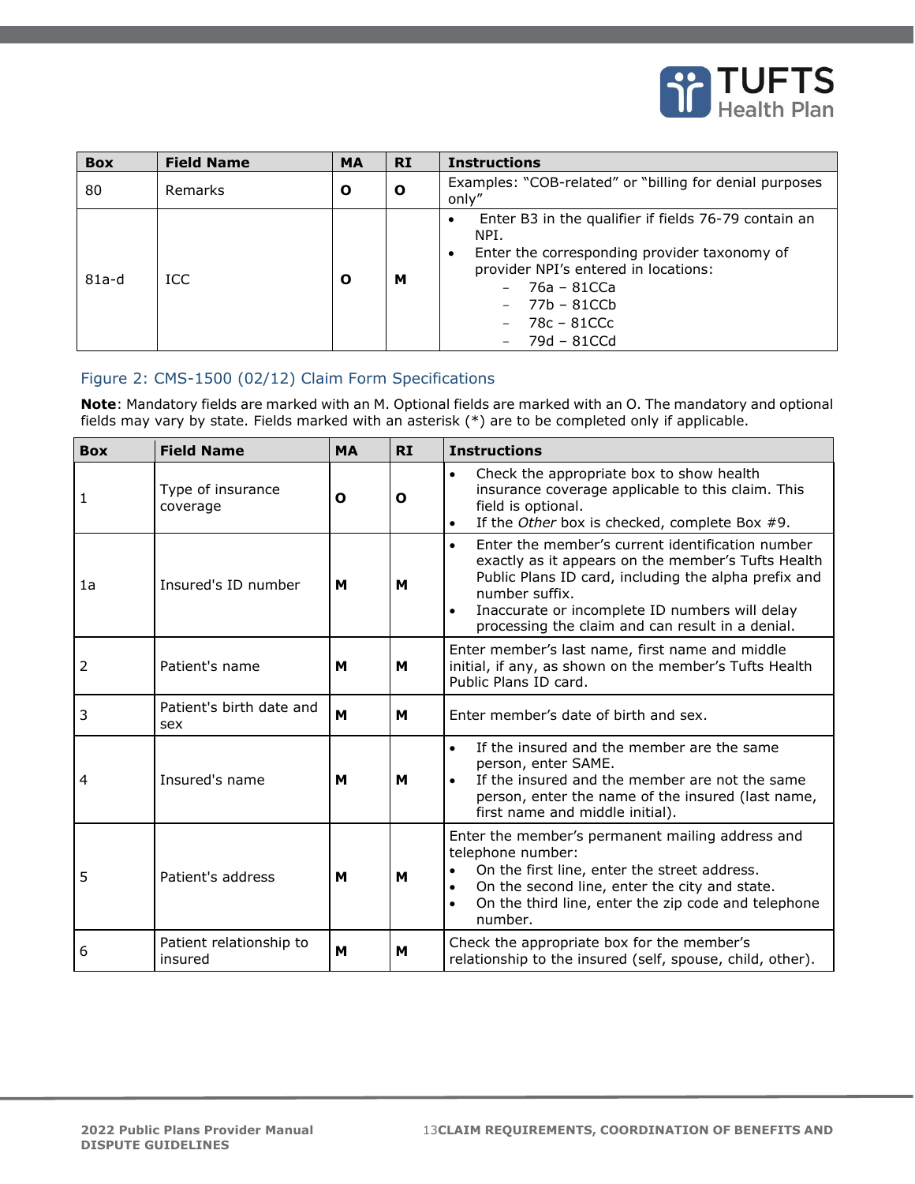| Box | Field Name | MA | RI | Instructions |
| --- | --- | --- | --- | --- |
| 80 | Remarks | O | O | Examples: "COB-related" or "billing for denial purposes only" |
| 81a-d | ICC | O | M | • Enter B3 in the qualifier if fields 76-79 contain an NPI.<br>• Enter the corresponding provider taxonomy of provider NPI's entered in locations:<br>– 76a – 81CCa<br>– 77b – 81CCb<br>– 78c – 81CCc<br>– 79d – 81CCd |

### Figure 2: CMS-1500 (02/12) Claim Form Specifications

**Note**: Mandatory fields are marked with an M. Optional fields are marked with an O. The mandatory and optional fields may vary by state. Fields marked with an asterisk (*) are to be completed only if applicable.

| Box | Field Name | MA | RI | Instructions |
| --- | --- | --- | --- | --- |
| 1 | Type of insurance coverage | O | O | • Check the appropriate box to show health insurance coverage applicable to this claim. This field is optional.<br>• If the *Other* box is checked, complete Box #9. |
| 1a | Insured's ID number | M | M | • Enter the member's current identification number exactly as it appears on the member's Tufts Health Public Plans ID card, including the alpha prefix and number suffix.<br>• Inaccurate or incomplete ID numbers will delay processing the claim and can result in a denial. |
| 2 | Patient's name | M | M | Enter member's last name, first name and middle initial, if any, as shown on the member's Tufts Health Public Plans ID card. |
| 3 | Patient's birth date and sex | M | M | Enter member's date of birth and sex. |
| 4 | Insured's name | M | M | • If the insured and the member are the same person, enter SAME.<br>• If the insured and the member are not the same person, enter the name of the insured (last name, first name and middle initial). |
| 5 | Patient's address | M | M | Enter the member's permanent mailing address and telephone number:<br>• On the first line, enter the street address.<br>• On the second line, enter the city and state.<br>• On the third line, enter the zip code and telephone number. |
| 6 | Patient relationship to insured | M | M | Check the appropriate box for the member's relationship to the insured (self, spouse, child, other). |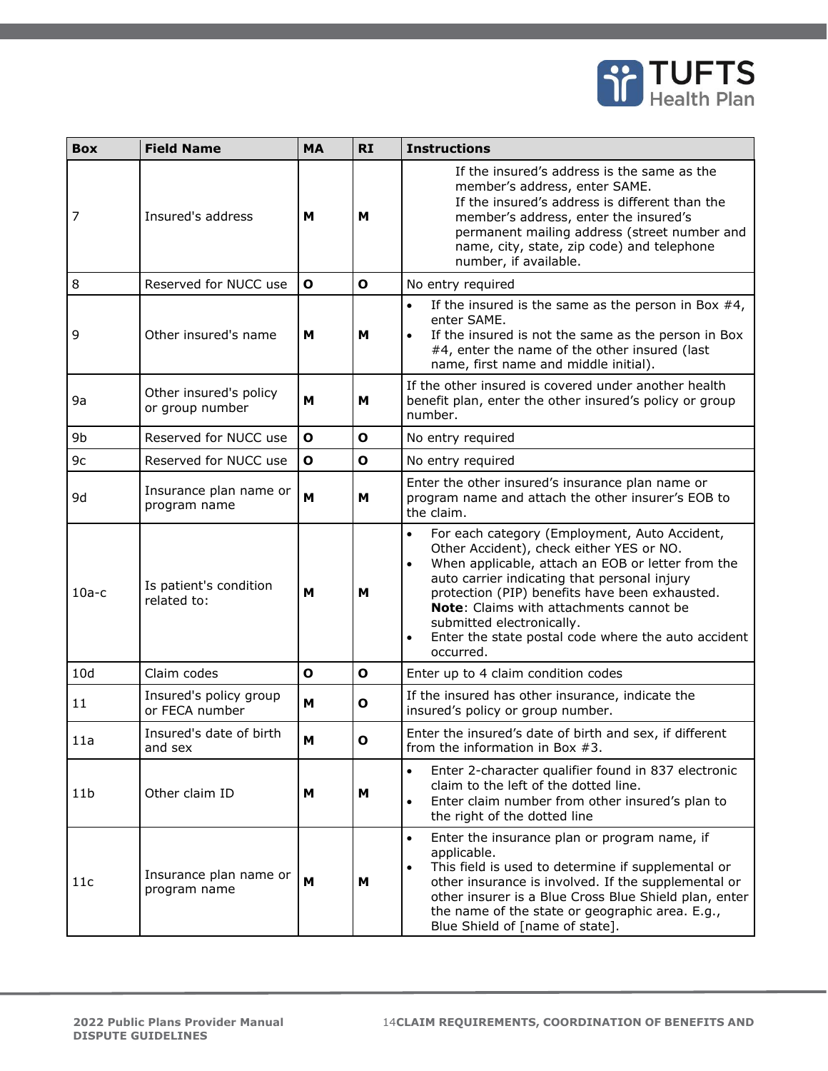| Box | Field Name | MA | RI | Instructions |
|---|---|---|---|---|
| 7 | Insured's address | M | M | If the insured's address is the same as the member's address, enter SAME.<br>If the insured's address is different than the member's address, enter the insured's permanent mailing address (street number and name, city, state, zip code) and telephone number, if available. |
| 8 | Reserved for NUCC use | O | O | No entry required |
| 9 | Other insured's name | M | M | • If the insured is the same as the person in Box #4, enter SAME.<br>• If the insured is not the same as the person in Box #4, enter the name of the other insured (last name, first name and middle initial). |
| 9a | Other insured's policy or group number | M | M | If the other insured is covered under another health benefit plan, enter the other insured's policy or group number. |
| 9b | Reserved for NUCC use | O | O | No entry required |
| 9c | Reserved for NUCC use | O | O | No entry required |
| 9d | Insurance plan name or program name | M | M | Enter the other insured's insurance plan name or program name and attach the other insurer's EOB to the claim. |
| 10a-c | Is patient's condition related to: | M | M | • For each category (Employment, Auto Accident, Other Accident), check either YES or NO.<br>• When applicable, attach an EOB or letter from the auto carrier indicating that personal injury protection (PIP) benefits have been exhausted. **Note**: Claims with attachments cannot be submitted electronically.<br>• Enter the state postal code where the auto accident occurred. |
| 10d | Claim codes | O | O | Enter up to 4 claim condition codes |
| 11 | Insured's policy group or FECA number | M | O | If the insured has other insurance, indicate the insured's policy or group number. |
| 11a | Insured's date of birth and sex | M | O | Enter the insured's date of birth and sex, if different from the information in Box #3. |
| 11b | Other claim ID | M | M | • Enter 2-character qualifier found in 837 electronic claim to the left of the dotted line.<br>• Enter claim number from other insured's plan to the right of the dotted line |
| 11c | Insurance plan name or program name | M | M | • Enter the insurance plan or program name, if applicable.<br>• This field is used to determine if supplemental or other insurance is involved. If the supplemental or other insurer is a Blue Cross Blue Shield plan, enter the name of the state or geographic area. E.g., Blue Shield of [name of state]. |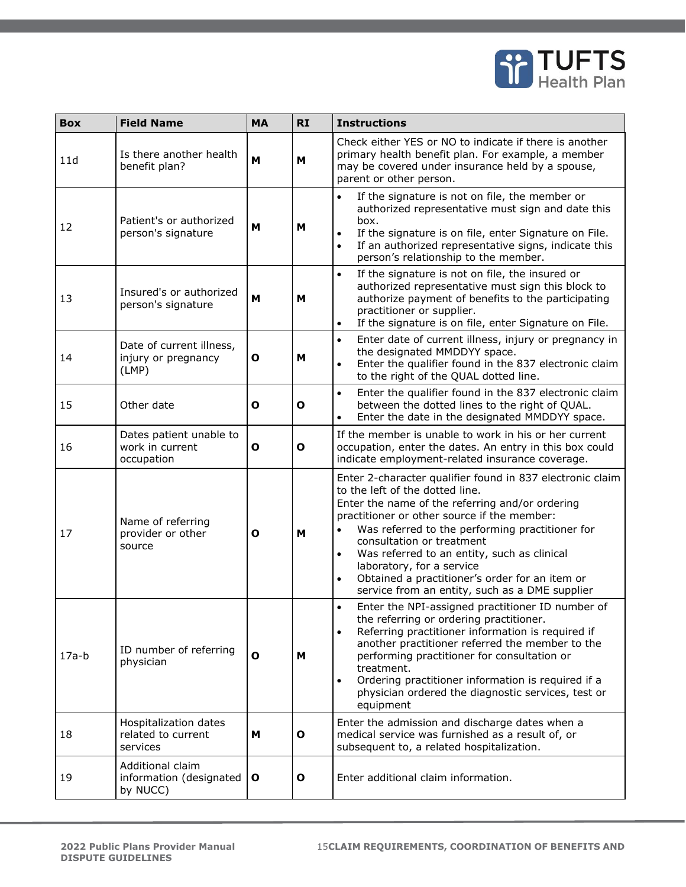| Box | Field Name | MA | RI | Instructions |
|---|---|---|---|---|
| 11d | Is there another health benefit plan? | **M** | **M** | Check either YES or NO to indicate if there is another primary health benefit plan. For example, a member may be covered under insurance held by a spouse, parent or other person. |
| 12 | Patient's or authorized person's signature | **M** | **M** | • If the signature is not on file, the member or authorized representative must sign and date this box.<br>• If the signature is on file, enter Signature on File.<br>• If an authorized representative signs, indicate this person's relationship to the member. |
| 13 | Insured's or authorized person's signature | **M** | **M** | • If the signature is not on file, the insured or authorized representative must sign this block to authorize payment of benefits to the participating practitioner or supplier.<br>• If the signature is on file, enter Signature on File. |
| 14 | Date of current illness, injury or pregnancy (LMP) | **O** | **M** | • Enter date of current illness, injury or pregnancy in the designated MMDDYY space.<br>• Enter the qualifier found in the 837 electronic claim to the right of the QUAL dotted line. |
| 15 | Other date | **O** | **O** | • Enter the qualifier found in the 837 electronic claim between the dotted lines to the right of QUAL.<br>• Enter the date in the designated MMDDYY space. |
| 16 | Dates patient unable to work in current occupation | **O** | **O** | If the member is unable to work in his or her current occupation, enter the dates. An entry in this box could indicate employment-related insurance coverage. |
| 17 | Name of referring provider or other source | **O** | **M** | Enter 2-character qualifier found in 837 electronic claim to the left of the dotted line.<br>Enter the name of the referring and/or ordering practitioner or other source if the member:<br>• Was referred to the performing practitioner for consultation or treatment<br>• Was referred to an entity, such as clinical laboratory, for a service<br>• Obtained a practitioner's order for an item or service from an entity, such as a DME supplier |
| 17a-b | ID number of referring physician | **O** | **M** | • Enter the NPI-assigned practitioner ID number of the referring or ordering practitioner.<br>• Referring practitioner information is required if another practitioner referred the member to the performing practitioner for consultation or treatment.<br>• Ordering practitioner information is required if a physician ordered the diagnostic services, test or equipment |
| 18 | Hospitalization dates related to current services | **M** | **O** | Enter the admission and discharge dates when a medical service was furnished as a result of, or subsequent to, a related hospitalization. |
| 19 | Additional claim information (designated by NUCC) | **O** | **O** | Enter additional claim information. |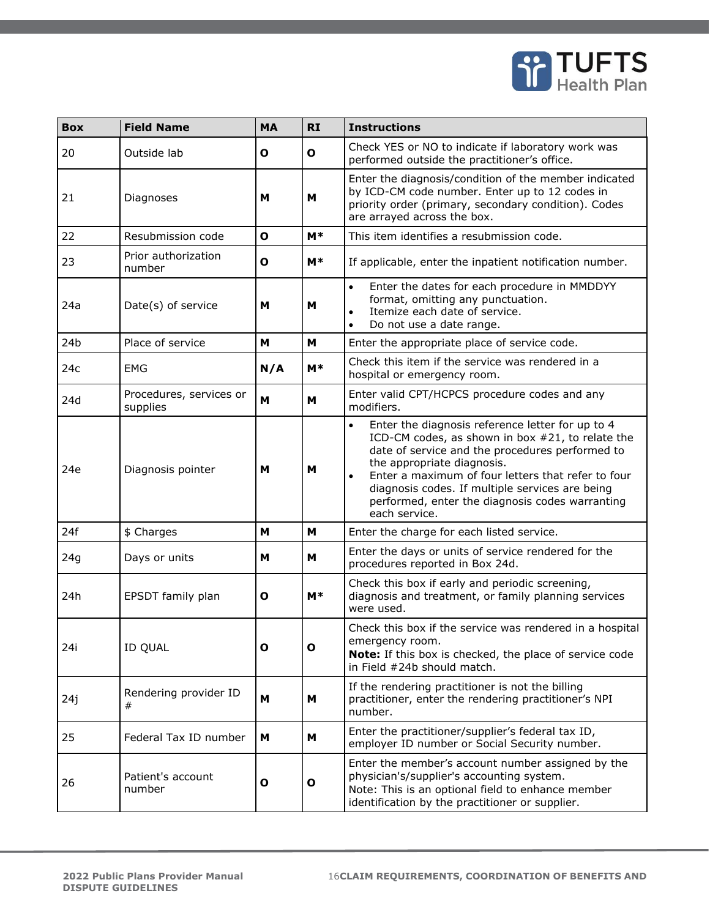| Box | Field Name | MA | RI | Instructions |
|---|---|---|---|---|
| 20 | Outside lab | **O** | **O** | Check YES or NO to indicate if laboratory work was performed outside the practitioner's office. |
| 21 | Diagnoses | **M** | **M** | Enter the diagnosis/condition of the member indicated by ICD-CM code number. Enter up to 12 codes in priority order (primary, secondary condition). Codes are arrayed across the box. |
| 22 | Resubmission code | **O** | **M*** | This item identifies a resubmission code. |
| 23 | Prior authorization number | **O** | **M*** | If applicable, enter the inpatient notification number. |
| 24a | Date(s) of service | **M** | **M** | • Enter the dates for each procedure in MMDDYY format, omitting any punctuation.<br>• Itemize each date of service.<br>• Do not use a date range. |
| 24b | Place of service | **M** | **M** | Enter the appropriate place of service code. |
| 24c | EMG | **N/A** | **M*** | Check this item if the service was rendered in a hospital or emergency room. |
| 24d | Procedures, services or supplies | **M** | **M** | Enter valid CPT/HCPCS procedure codes and any modifiers. |
| 24e | Diagnosis pointer | **M** | **M** | • Enter the diagnosis reference letter for up to 4 ICD-CM codes, as shown in box #21, to relate the date of service and the procedures performed to the appropriate diagnosis.<br>• Enter a maximum of four letters that refer to four diagnosis codes. If multiple services are being performed, enter the diagnosis codes warranting each service. |
| 24f | $ Charges | **M** | **M** | Enter the charge for each listed service. |
| 24g | Days or units | **M** | **M** | Enter the days or units of service rendered for the procedures reported in Box 24d. |
| 24h | EPSDT family plan | **O** | **M*** | Check this box if early and periodic screening, diagnosis and treatment, or family planning services were used. |
| 24i | ID QUAL | **O** | **O** | Check this box if the service was rendered in a hospital emergency room.<br>**Note:** If this box is checked, the place of service code in Field #24b should match. |
| 24j | Rendering provider ID # | **M** | **M** | If the rendering practitioner is not the billing practitioner, enter the rendering practitioner's NPI number. |
| 25 | Federal Tax ID number | **M** | **M** | Enter the practitioner/supplier's federal tax ID, employer ID number or Social Security number. |
| 26 | Patient's account number | **O** | **O** | Enter the member's account number assigned by the physician's/supplier's accounting system.<br>Note: This is an optional field to enhance member identification by the practitioner or supplier. |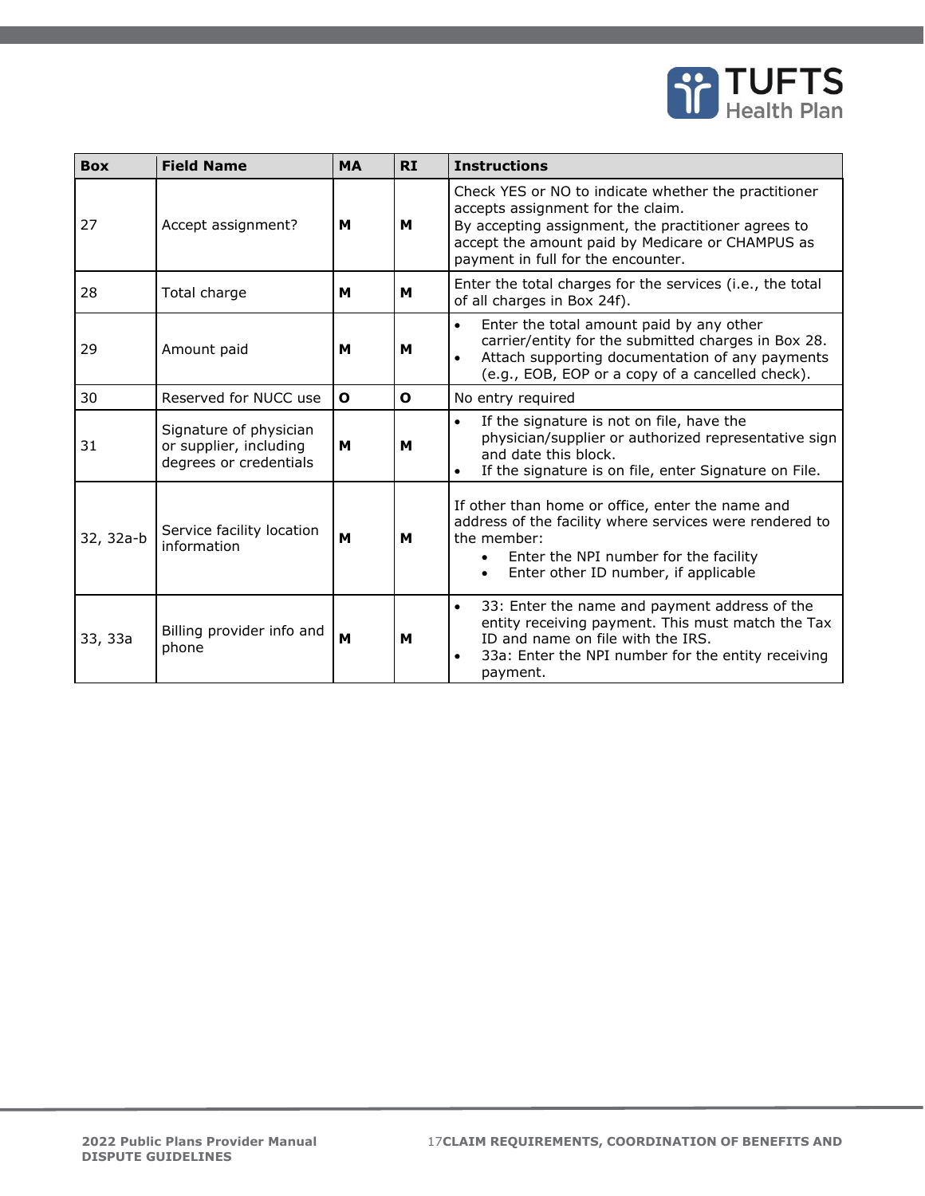| Box | Field Name | MA | RI | Instructions |
|---|---|---|---|---|
| 27 | Accept assignment? | **M** | **M** | Check YES or NO to indicate whether the practitioner accepts assignment for the claim.<br>By accepting assignment, the practitioner agrees to accept the amount paid by Medicare or CHAMPUS as payment in full for the encounter. |
| 28 | Total charge | **M** | **M** | Enter the total charges for the services (i.e., the total of all charges in Box 24f). |
| 29 | Amount paid | **M** | **M** | • Enter the total amount paid by any other carrier/entity for the submitted charges in Box 28.<br>• Attach supporting documentation of any payments (e.g., EOB, EOP or a copy of a cancelled check). |
| 30 | Reserved for NUCC use | **O** | **O** | No entry required |
| 31 | Signature of physician or supplier, including degrees or credentials | **M** | **M** | • If the signature is not on file, have the physician/supplier or authorized representative sign and date this block.<br>• If the signature is on file, enter Signature on File. |
| 32, 32a-b | Service facility location information | **M** | **M** | If other than home or office, enter the name and address of the facility where services were rendered to the member:<br>• Enter the NPI number for the facility<br>• Enter other ID number, if applicable |
| 33, 33a | Billing provider info and phone | **M** | **M** | • 33: Enter the name and payment address of the entity receiving payment. This must match the Tax ID and name on file with the IRS.<br>• 33a: Enter the NPI number for the entity receiving payment. |